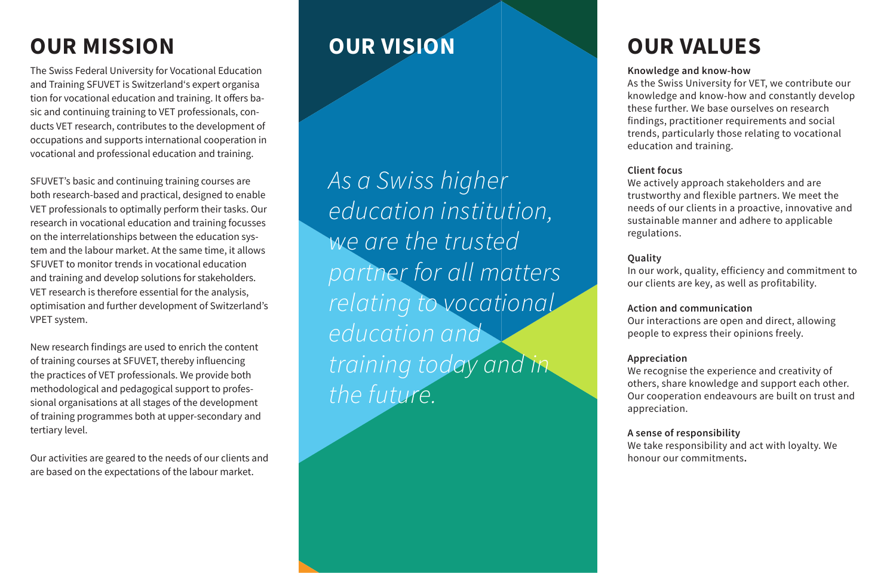# OUR MISSION

The Swiss Federal University for Vocational Education and Training SFUVET is Switzerland's expert organisation for vocational education and training. It offers basic and continuing training to VET professionals, conducts VET research, contributes to the development of occupations and supports international cooperation in vocational and professional education and training.

SFUVET's basic and continuing training courses are both research-based and practical, designed to enable VET professionals to optimally perform their tasks. Our research in vocational education and training focusses on the interrelationships between the education system and the labour market. At the same time, it allows SFUVET to monitor trends in vocational education and training and develop solutions for stakeholders. VET research is therefore essential for the analysis, optimisation and further development of Switzerland's VPET system.

New research findings are used to enrich the content of training courses at SFUVET, thereby influencing the practices of VET professionals. We provide both methodological and pedagogical support to professional organisations at all stages of the development of training programmes both at upper-secondary and tertiary level.

Our activities are geared to the needs of our clients and are based on the expectations of the labour market.

# OUR VISION

*As a Swiss higher education institution, we are the trusted partner for all matters relating to vocational education and training today and in the future.*

# OUR VALUES

**Knowledge and know-how**
As the Swiss University for VET, we contribute our knowledge and know-how and constantly develop these further. We base ourselves on research findings, practitioner requirements and social trends, particularly those relating to vocational education and training.

**Client focus**
We actively approach stakeholders and are trustworthy and flexible partners. We meet the needs of our clients in a proactive, innovative and sustainable manner and adhere to applicable regulations.

**Quality**
In our work, quality, efficiency and commitment to our clients are key, as well as profitability.

**Action and communication**
Our interactions are open and direct, allowing people to express their opinions freely.

**Appreciation**
We recognise the experience and creativity of others, share knowledge and support each other. Our cooperation endeavours are built on trust and appreciation.

**A sense of responsibility**
We take responsibility and act with loyalty. We honour our commitments.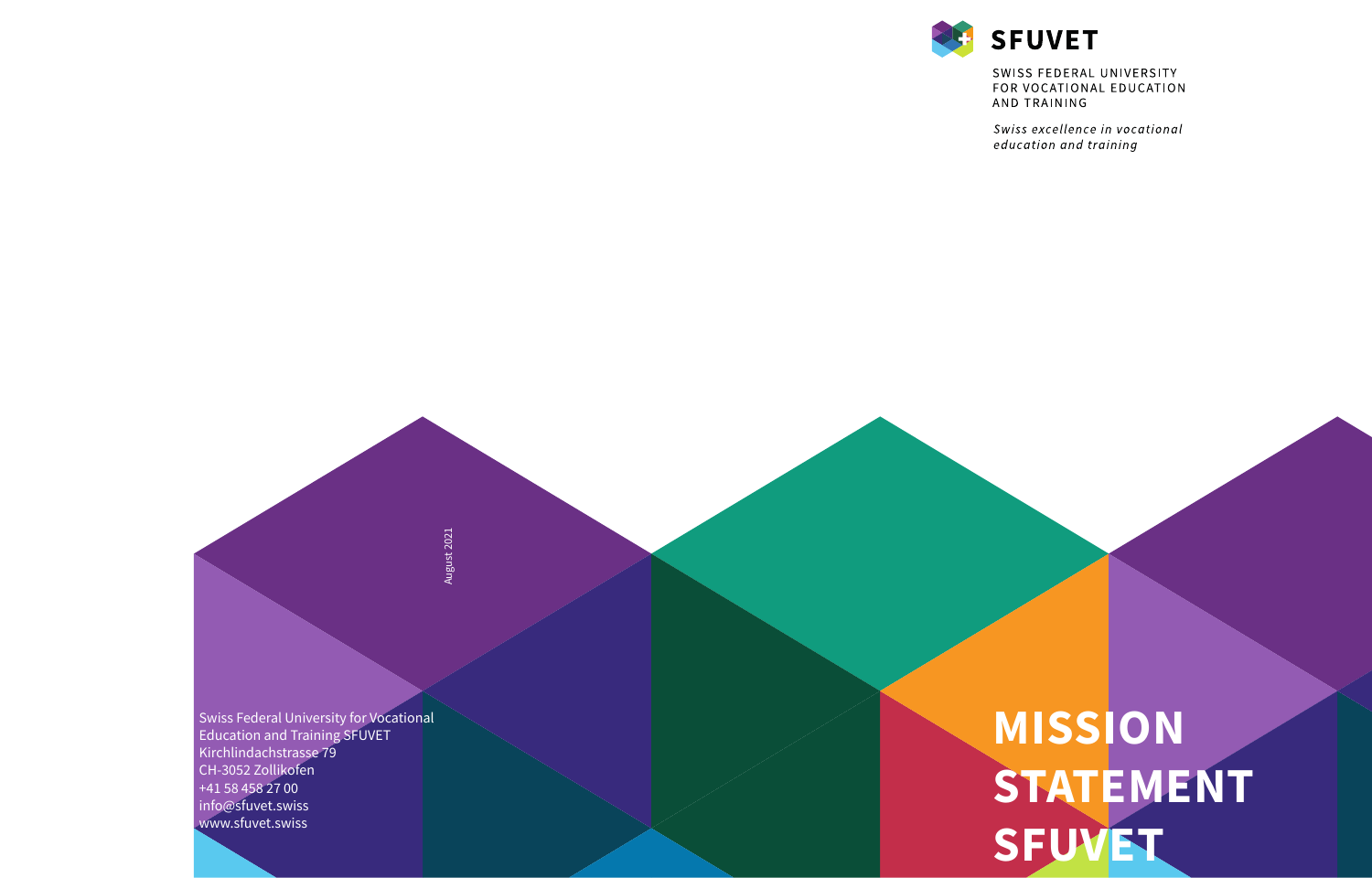**SFUVET**

SWISS FEDERAL UNIVERSITY
FOR VOCATIONAL EDUCATION
AND TRAINING

*Swiss excellence in vocational education and training*

August 2021

Swiss Federal University for Vocational Education and Training SFUVET
Kirchlindachstrasse 79
CH-3052 Zollikofen
+41 58 458 27 00
info@sfuvet.swiss
www.sfuvet.swiss

# MISSION STATEMENT SFUVET